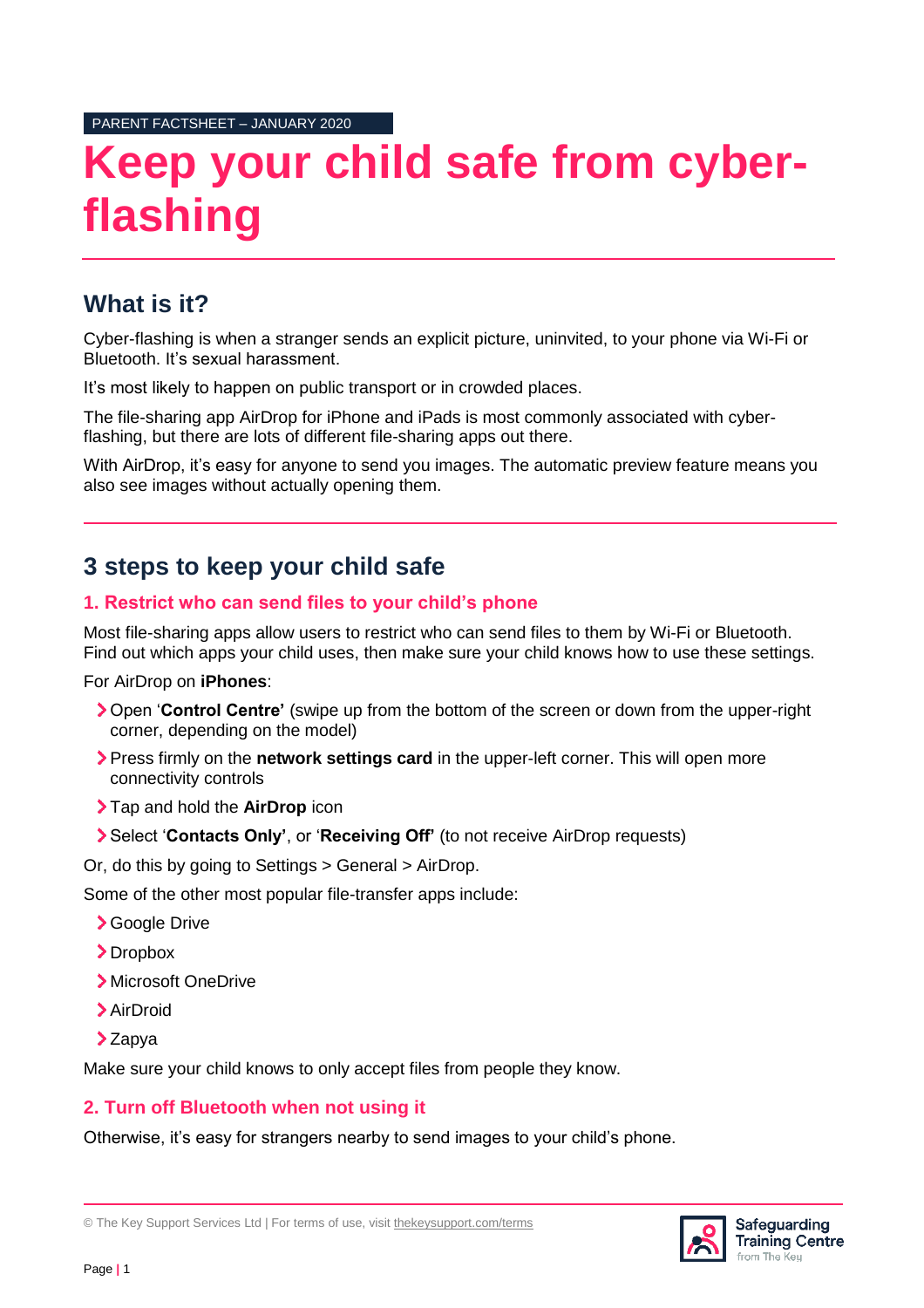PARENT FACTSHEET – JANUARY 2020

# Keep your child safe from cyber-flashing

## What is it?

Cyber-flashing is when a stranger sends an explicit picture, uninvited, to your phone via Wi-Fi or Bluetooth. It's sexual harassment.

It's most likely to happen on public transport or in crowded places.

The file-sharing app AirDrop for iPhone and iPads is most commonly associated with cyber-flashing, but there are lots of different file-sharing apps out there.

With AirDrop, it's easy for anyone to send you images. The automatic preview feature means you also see images without actually opening them.

## 3 steps to keep your child safe

### 1. Restrict who can send files to your child's phone

Most file-sharing apps allow users to restrict who can send files to them by Wi-Fi or Bluetooth. Find out which apps your child uses, then make sure your child knows how to use these settings.

For AirDrop on **iPhones**:

- Open '**Control Centre'** (swipe up from the bottom of the screen or down from the upper-right corner, depending on the model)
- Press firmly on the **network settings card** in the upper-left corner. This will open more connectivity controls
- Tap and hold the **AirDrop** icon
- Select '**Contacts Only'**, or '**Receiving Off'** (to not receive AirDrop requests)

Or, do this by going to Settings > General > AirDrop.

Some of the other most popular file-transfer apps include:

- Google Drive
- Dropbox
- Microsoft OneDrive
- AirDroid
- Zapya

Make sure your child knows to only accept files from people they know.

### 2. Turn off Bluetooth when not using it

Otherwise, it's easy for strangers nearby to send images to your child's phone.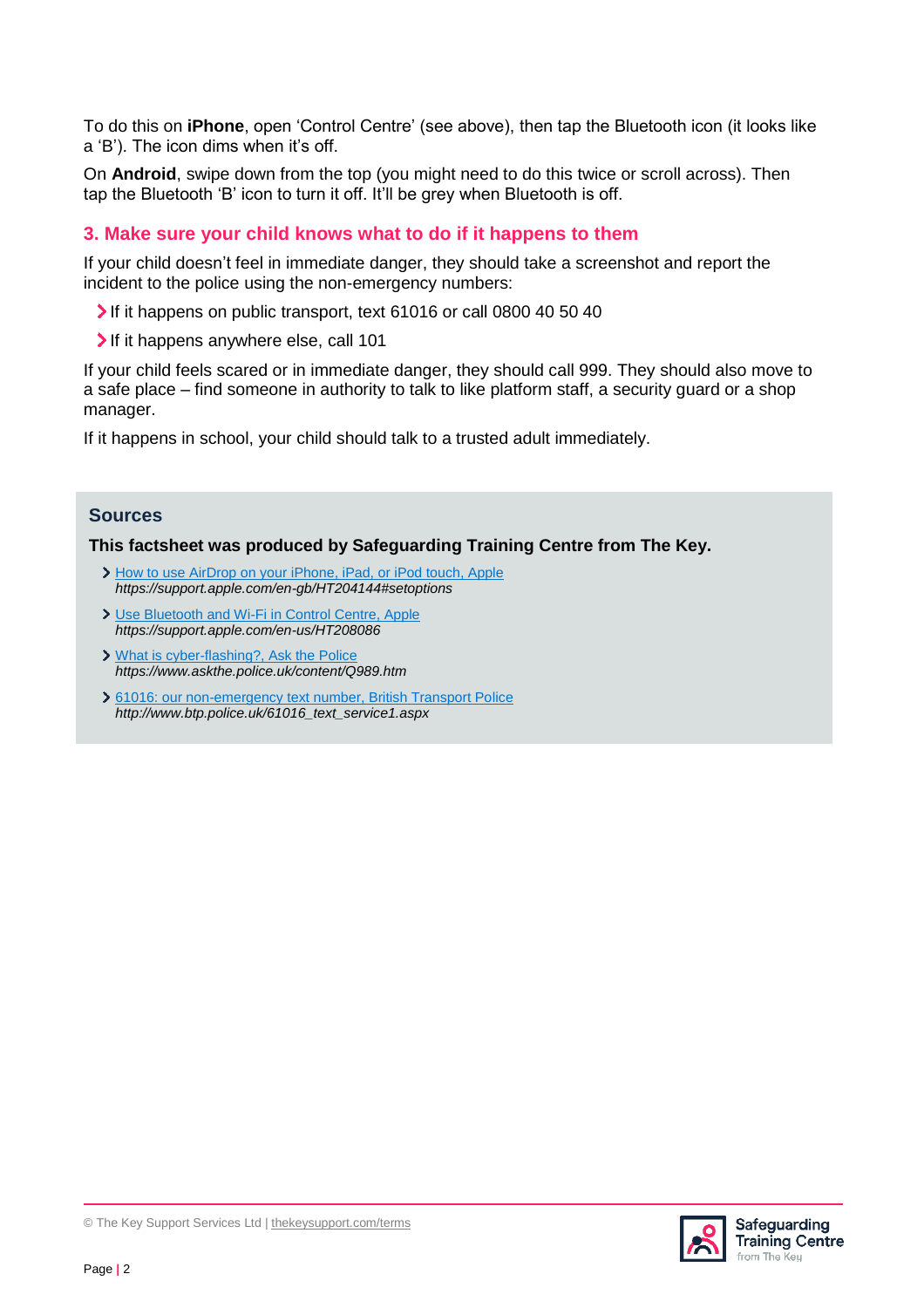To do this on **iPhone**, open 'Control Centre' (see above), then tap the Bluetooth icon (it looks like a 'B'). The icon dims when it's off.

On **Android**, swipe down from the top (you might need to do this twice or scroll across). Then tap the Bluetooth 'B' icon to turn it off. It'll be grey when Bluetooth is off.

### 3. Make sure your child knows what to do if it happens to them

If your child doesn't feel in immediate danger, they should take a screenshot and report the incident to the police using the non-emergency numbers:

- If it happens on public transport, text 61016 or call 0800 40 50 40
- If it happens anywhere else, call 101

If your child feels scared or in immediate danger, they should call 999. They should also move to a safe place – find someone in authority to talk to like platform staff, a security guard or a shop manager.

If it happens in school, your child should talk to a trusted adult immediately.

## Sources

**This factsheet was produced by Safeguarding Training Centre from The Key.**

- How to use AirDrop on your iPhone, iPad, or iPod touch, Apple
  *https://support.apple.com/en-gb/HT204144#setoptions*
- Use Bluetooth and Wi-Fi in Control Centre, Apple
  *https://support.apple.com/en-us/HT208086*
- What is cyber-flashing?, Ask the Police
  *https://www.askthe.police.uk/content/Q989.htm*
- 61016: our non-emergency text number, British Transport Police
  *http://www.btp.police.uk/61016_text_service1.aspx*

© The Key Support Services Ltd | thekeysupport.com/terms